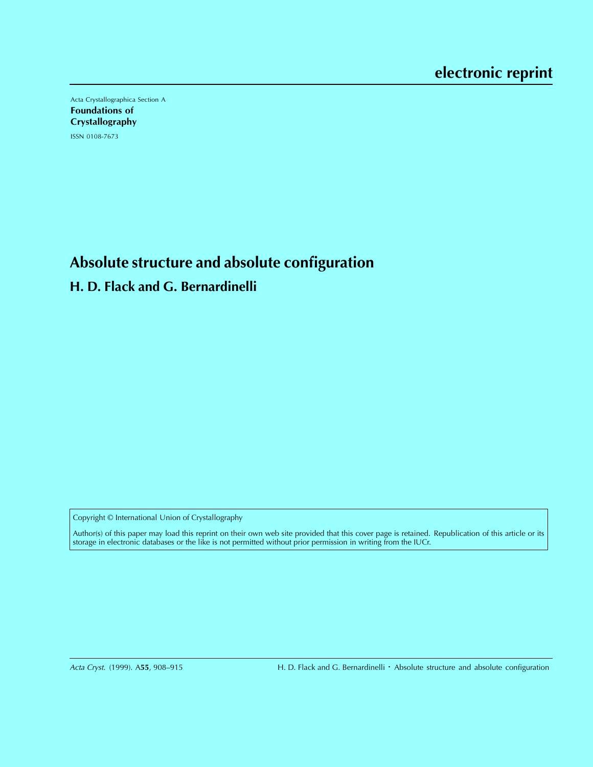electronic reprint

Acta Crystallographica Section A

**Foundations of Crystallography**

ISSN 0108-7673

# Absolute structure and absolute configuration

## H. D. Flack and G. Bernardinelli

Copyright © International Union of Crystallography

Author(s) of this paper may load this reprint on their own web site provided that this cover page is retained. Republication of this article or its storage in electronic databases or the like is not permitted without prior permission in writing from the IUCr.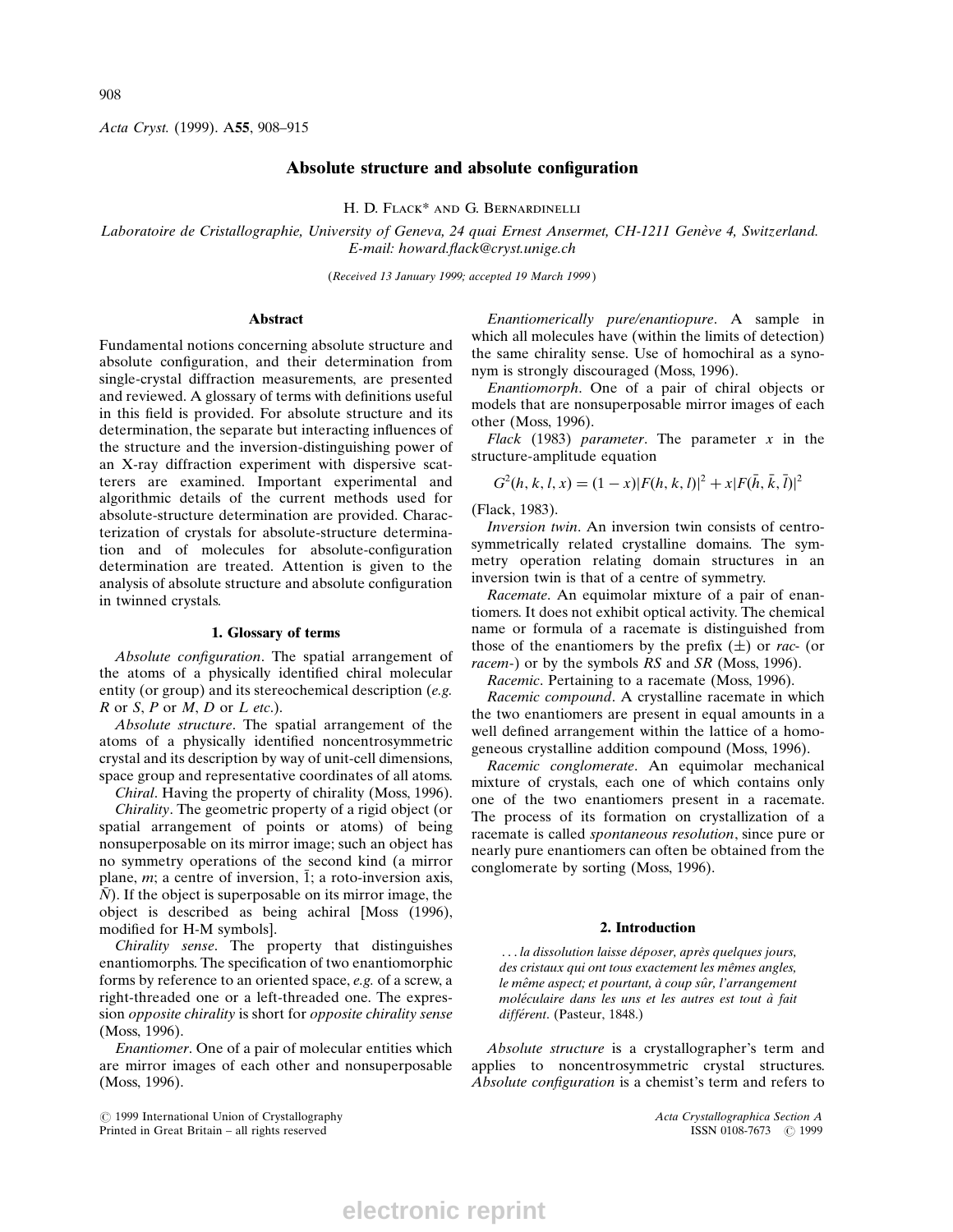# Absolute structure and absolute configuration

H. D. Flack* and G. Bernardinelli

*Laboratoire de Cristallographie, University of Geneva, 24 quai Ernest Ansermet, CH-1211 Genève 4, Switzerland. E-mail: howard.flack@cryst.unige.ch*

(*Received 13 January 1999; accepted 19 March 1999*)

## Abstract

Fundamental notions concerning absolute structure and absolute configuration, and their determination from single-crystal diffraction measurements, are presented and reviewed. A glossary of terms with definitions useful in this field is provided. For absolute structure and its determination, the separate but interacting influences of the structure and the inversion-distinguishing power of an X-ray diffraction experiment with dispersive scatterers are examined. Important experimental and algorithmic details of the current methods used for absolute-structure determination are provided. Characterization of crystals for absolute-structure determination and of molecules for absolute-configuration determination are treated. Attention is given to the analysis of absolute structure and absolute configuration in twinned crystals.

## 1. Glossary of terms

*Absolute configuration*. The spatial arrangement of the atoms of a physically identified chiral molecular entity (or group) and its stereochemical description (*e.g.* *R* or *S*, *P* or *M*, *D* or *L* *etc.*).

*Absolute structure*. The spatial arrangement of the atoms of a physically identified noncentrosymmetric crystal and its description by way of unit-cell dimensions, space group and representative coordinates of all atoms.

*Chiral*. Having the property of chirality (Moss, 1996).

*Chirality*. The geometric property of a rigid object (or spatial arrangement of points or atoms) of being nonsuperposable on its mirror image; such an object has no symmetry operations of the second kind (a mirror plane, *m*; a centre of inversion, $\bar{1}$; a roto-inversion axis, $\bar{N}$). If the object is superposable on its mirror image, the object is described as being achiral [Moss (1996), modified for H-M symbols].

*Chirality sense*. The property that distinguishes enantiomorphs. The specification of two enantiomorphic forms by reference to an oriented space, *e.g.* of a screw, a right-threaded one or a left-threaded one. The expression *opposite chirality* is short for *opposite chirality sense* (Moss, 1996).

*Enantiomer*. One of a pair of molecular entities which are mirror images of each other and nonsuperposable (Moss, 1996).

*Enantiomerically pure/enantiopure*. A sample in which all molecules have (within the limits of detection) the same chirality sense. Use of homochiral as a synonym is strongly discouraged (Moss, 1996).

*Enantiomorph*. One of a pair of chiral objects or models that are nonsuperposable mirror images of each other (Moss, 1996).

*Flack* (1983) *parameter*. The parameter *x* in the structure-amplitude equation

$$G^2(h,k,l,x) = (1-x)|F(h,k,l)|^2 + x|F(\bar{h},\bar{k},\bar{l})|^2$$

(Flack, 1983).

*Inversion twin*. An inversion twin consists of centrosymmetrically related crystalline domains. The symmetry operation relating domain structures in an inversion twin is that of a centre of symmetry.

*Racemate*. An equimolar mixture of a pair of enantiomers. It does not exhibit optical activity. The chemical name or formula of a racemate is distinguished from those of the enantiomers by the prefix (±) or *rac*- (or *racem*-) or by the symbols *RS* and *SR* (Moss, 1996).

*Racemic*. Pertaining to a racemate (Moss, 1996).

*Racemic compound*. A crystalline racemate in which the two enantiomers are present in equal amounts in a well defined arrangement within the lattice of a homogeneous crystalline addition compound (Moss, 1996).

*Racemic conglomerate*. An equimolar mechanical mixture of crystals, each one of which contains only one of the two enantiomers present in a racemate. The process of its formation on crystallization of a racemate is called *spontaneous resolution*, since pure or nearly pure enantiomers can often be obtained from the conglomerate by sorting (Moss, 1996).

## 2. Introduction

> *... la dissolution laisse déposer, après quelques jours, des cristaux qui ont tous exactement les mêmes angles, le même aspect; et pourtant, à coup sûr, l'arrangement moléculaire dans les uns et les autres est tout à fait différent*. (Pasteur, 1848.)

*Absolute structure* is a crystallographer's term and applies to noncentrosymmetric crystal structures. *Absolute configuration* is a chemist's term and refers to

© 1999 International Union of Crystallography
Printed in Great Britain – all rights reserved

Acta Crystallographica Section A
ISSN 0108-7673 © 1999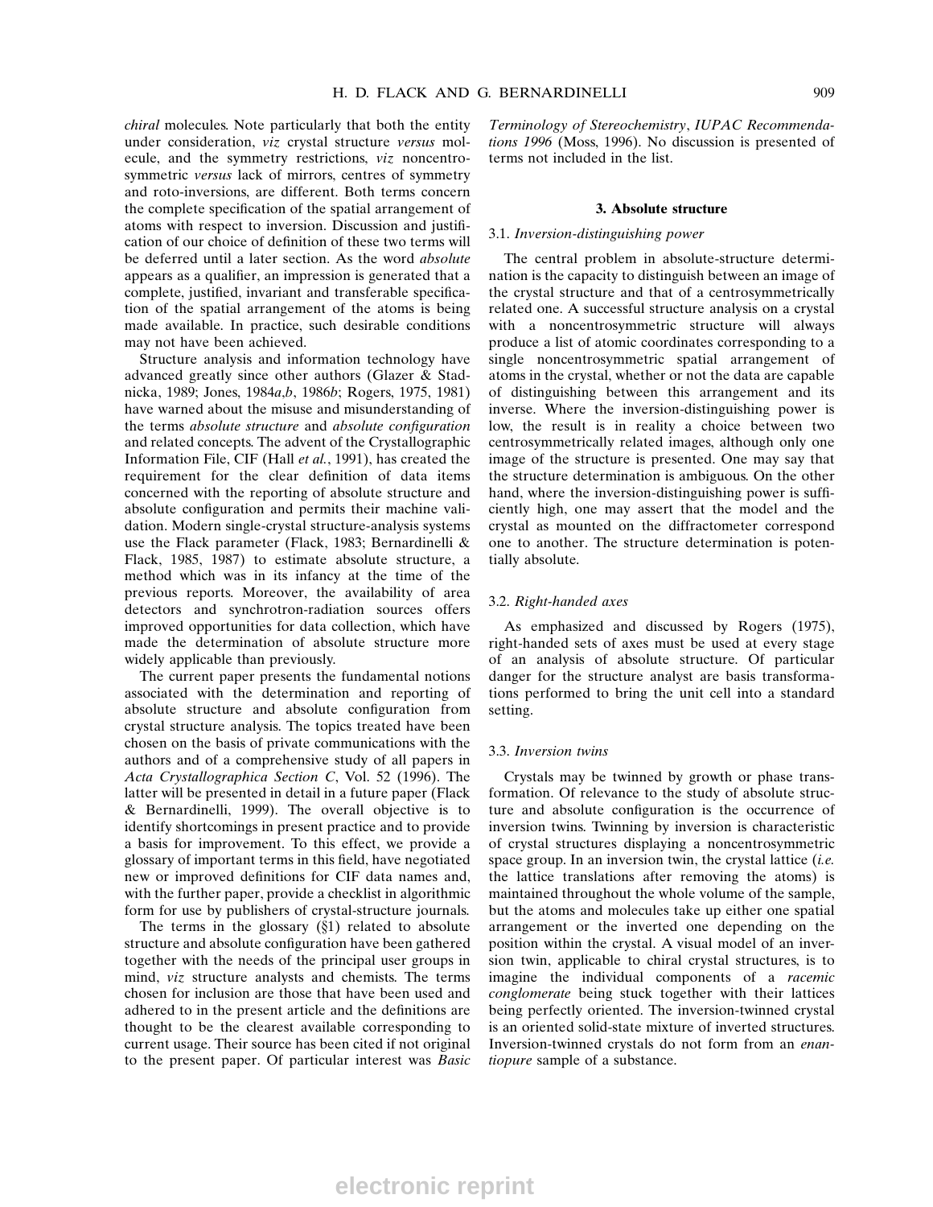*chiral* molecules. Note particularly that both the entity under consideration, *viz* crystal structure *versus* molecule, and the symmetry restrictions, *viz* noncentrosymmetric *versus* lack of mirrors, centres of symmetry and roto-inversions, are different. Both terms concern the complete specification of the spatial arrangement of atoms with respect to inversion. Discussion and justification of our choice of definition of these two terms will be deferred until a later section. As the word *absolute* appears as a qualifier, an impression is generated that a complete, justified, invariant and transferable specification of the spatial arrangement of the atoms is being made available. In practice, such desirable conditions may not have been achieved.

Structure analysis and information technology have advanced greatly since other authors (Glazer & Stadnicka, 1989; Jones, 1984*a*,*b*, 1986*b*; Rogers, 1975, 1981) have warned about the misuse and misunderstanding of the terms *absolute structure* and *absolute configuration* and related concepts. The advent of the Crystallographic Information File, CIF (Hall *et al.*, 1991), has created the requirement for the clear definition of data items concerned with the reporting of absolute structure and absolute configuration and permits their machine validation. Modern single-crystal structure-analysis systems use the Flack parameter (Flack, 1983; Bernardinelli & Flack, 1985, 1987) to estimate absolute structure, a method which was in its infancy at the time of the previous reports. Moreover, the availability of area detectors and synchrotron-radiation sources offers improved opportunities for data collection, which have made the determination of absolute structure more widely applicable than previously.

The current paper presents the fundamental notions associated with the determination and reporting of absolute structure and absolute configuration from crystal structure analysis. The topics treated have been chosen on the basis of private communications with the authors and of a comprehensive study of all papers in *Acta Crystallographica Section C*, Vol. 52 (1996). The latter will be presented in detail in a future paper (Flack & Bernardinelli, 1999). The overall objective is to identify shortcomings in present practice and to provide a basis for improvement. To this effect, we provide a glossary of important terms in this field, have negotiated new or improved definitions for CIF data names and, with the further paper, provide a checklist in algorithmic form for use by publishers of crystal-structure journals.

The terms in the glossary (§1) related to absolute structure and absolute configuration have been gathered together with the needs of the principal user groups in mind, *viz* structure analysts and chemists. The terms chosen for inclusion are those that have been used and adhered to in the present article and the definitions are thought to be the clearest available corresponding to current usage. Their source has been cited if not original to the present paper. Of particular interest was *Basic Terminology of Stereochemistry*, *IUPAC Recommendations 1996* (Moss, 1996). No discussion is presented of terms not included in the list.

## 3. Absolute structure

### 3.1. *Inversion-distinguishing power*

The central problem in absolute-structure determination is the capacity to distinguish between an image of the crystal structure and that of a centrosymmetrically related one. A successful structure analysis on a crystal with a noncentrosymmetric structure will always produce a list of atomic coordinates corresponding to a single noncentrosymmetric spatial arrangement of atoms in the crystal, whether or not the data are capable of distinguishing between this arrangement and its inverse. Where the inversion-distinguishing power is low, the result is in reality a choice between two centrosymmetrically related images, although only one image of the structure is presented. One may say that the structure determination is ambiguous. On the other hand, where the inversion-distinguishing power is sufficiently high, one may assert that the model and the crystal as mounted on the diffractometer correspond one to another. The structure determination is potentially absolute.

### 3.2. *Right-handed axes*

As emphasized and discussed by Rogers (1975), right-handed sets of axes must be used at every stage of an analysis of absolute structure. Of particular danger for the structure analyst are basis transformations performed to bring the unit cell into a standard setting.

### 3.3. *Inversion twins*

Crystals may be twinned by growth or phase transformation. Of relevance to the study of absolute structure and absolute configuration is the occurrence of inversion twins. Twinning by inversion is characteristic of crystal structures displaying a noncentrosymmetric space group. In an inversion twin, the crystal lattice (*i.e.* the lattice translations after removing the atoms) is maintained throughout the whole volume of the sample, but the atoms and molecules take up either one spatial arrangement or the inverted one depending on the position within the crystal. A visual model of an inversion twin, applicable to chiral crystal structures, is to imagine the individual components of a *racemic conglomerate* being stuck together with their lattices being perfectly oriented. The inversion-twinned crystal is an oriented solid-state mixture of inverted structures. Inversion-twinned crystals do not form from an *enantiopure* sample of a substance.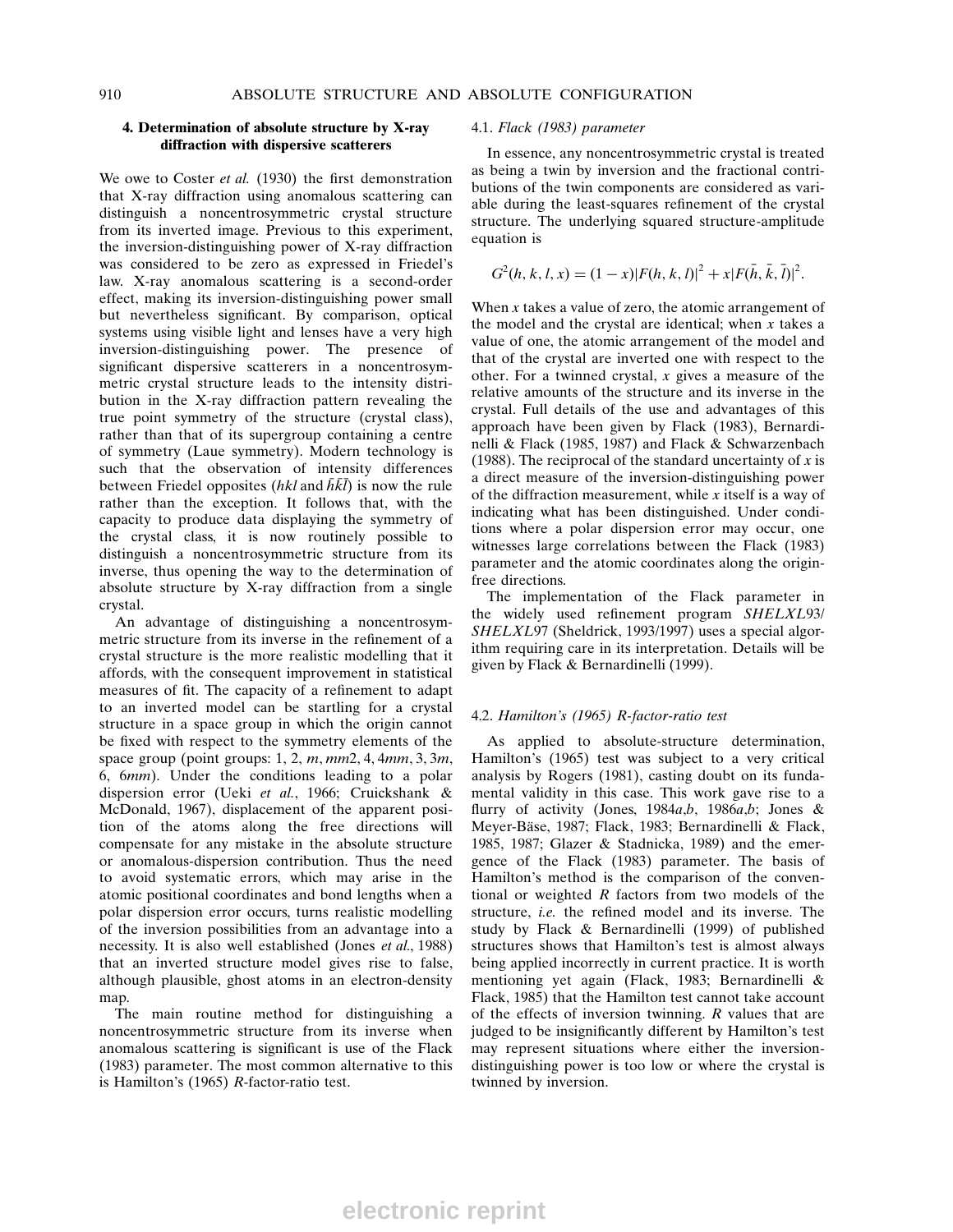## 4. Determination of absolute structure by X-ray diffraction with dispersive scatterers

We owe to Coster *et al.* (1930) the first demonstration that X-ray diffraction using anomalous scattering can distinguish a noncentrosymmetric crystal structure from its inverted image. Previous to this experiment, the inversion-distinguishing power of X-ray diffraction was considered to be zero as expressed in Friedel's law. X-ray anomalous scattering is a second-order effect, making its inversion-distinguishing power small but nevertheless significant. By comparison, optical systems using visible light and lenses have a very high inversion-distinguishing power. The presence of significant dispersive scatterers in a noncentrosymmetric crystal structure leads to the intensity distribution in the X-ray diffraction pattern revealing the true point symmetry of the structure (crystal class), rather than that of its supergroup containing a centre of symmetry (Laue symmetry). Modern technology is such that the observation of intensity differences between Friedel opposites ($hkl$ and $\bar{h}\bar{k}\bar{l}$) is now the rule rather than the exception. It follows that, with the capacity to produce data displaying the symmetry of the crystal class, it is now routinely possible to distinguish a noncentrosymmetric structure from its inverse, thus opening the way to the determination of absolute structure by X-ray diffraction from a single crystal.

An advantage of distinguishing a noncentrosymmetric structure from its inverse in the refinement of a crystal structure is the more realistic modelling that it affords, with the consequent improvement in statistical measures of fit. The capacity of a refinement to adapt to an inverted model can be startling for a crystal structure in a space group in which the origin cannot be fixed with respect to the symmetry elements of the space group (point groups: 1, 2, $m$, $mm$2, 4, 4$mm$, 3, 3$m$, 6, 6$mm$). Under the conditions leading to a polar dispersion error (Ueki *et al.*, 1966; Cruickshank & McDonald, 1967), displacement of the apparent position of the atoms along the free directions will compensate for any mistake in the absolute structure or anomalous-dispersion contribution. Thus the need to avoid systematic errors, which may arise in the atomic positional coordinates and bond lengths when a polar dispersion error occurs, turns realistic modelling of the inversion possibilities from an advantage into a necessity. It is also well established (Jones *et al.*, 1988) that an inverted structure model gives rise to false, although plausible, ghost atoms in an electron-density map.

The main routine method for distinguishing a noncentrosymmetric structure from its inverse when anomalous scattering is significant is use of the Flack (1983) parameter. The most common alternative to this is Hamilton's (1965) $R$-factor-ratio test.

### 4.1. *Flack (1983) parameter*

In essence, any noncentrosymmetric crystal is treated as being a twin by inversion and the fractional contributions of the twin components are considered as variable during the least-squares refinement of the crystal structure. The underlying squared structure-amplitude equation is

$$G^2(h,k,l,x) = (1-x)|F(h,k,l)|^2 + x|F(\bar{h},\bar{k},\bar{l})|^2.$$

When $x$ takes a value of zero, the atomic arrangement of the model and the crystal are identical; when $x$ takes a value of one, the atomic arrangement of the model and that of the crystal are inverted one with respect to the other. For a twinned crystal, $x$ gives a measure of the relative amounts of the structure and its inverse in the crystal. Full details of the use and advantages of this approach have been given by Flack (1983), Bernardinelli & Flack (1985, 1987) and Flack & Schwarzenbach (1988). The reciprocal of the standard uncertainty of $x$ is a direct measure of the inversion-distinguishing power of the diffraction measurement, while $x$ itself is a way of indicating what has been distinguished. Under conditions where a polar dispersion error may occur, one witnesses large correlations between the Flack (1983) parameter and the atomic coordinates along the origin-free directions.

The implementation of the Flack parameter in the widely used refinement program *SHELXL*93/*SHELXL*97 (Sheldrick, 1993/1997) uses a special algorithm requiring care in its interpretation. Details will be given by Flack & Bernardinelli (1999).

### 4.2. *Hamilton's (1965) R-factor-ratio test*

As applied to absolute-structure determination, Hamilton's (1965) test was subject to a very critical analysis by Rogers (1981), casting doubt on its fundamental validity in this case. This work gave rise to a flurry of activity (Jones, 1984*a*,*b*, 1986*a*,*b*; Jones & Meyer-Bäse, 1987; Flack, 1983; Bernardinelli & Flack, 1985, 1987; Glazer & Stadnicka, 1989) and the emergence of the Flack (1983) parameter. The basis of Hamilton's method is the comparison of the conventional or weighted $R$ factors from two models of the structure, *i.e.* the refined model and its inverse. The study by Flack & Bernardinelli (1999) of published structures shows that Hamilton's test is almost always being applied incorrectly in current practice. It is worth mentioning yet again (Flack, 1983; Bernardinelli & Flack, 1985) that the Hamilton test cannot take account of the effects of inversion twinning. $R$ values that are judged to be insignificantly different by Hamilton's test may represent situations where either the inversion-distinguishing power is too low or where the crystal is twinned by inversion.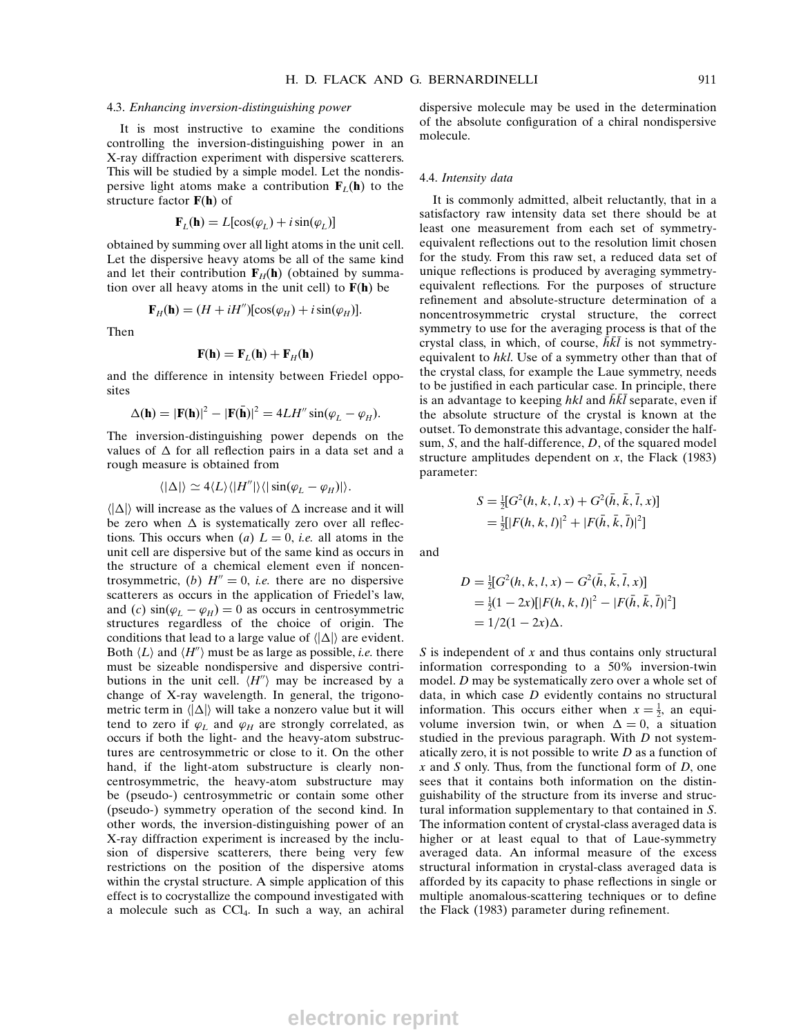### 4.3. *Enhancing inversion-distinguishing power*

It is most instructive to examine the conditions controlling the inversion-distinguishing power in an X-ray diffraction experiment with dispersive scatterers. This will be studied by a simple model. Let the nondispersive light atoms make a contribution $\mathbf{F}_L(\mathbf{h})$ to the structure factor $\mathbf{F}(\mathbf{h})$ of

$$\mathbf{F}_L(\mathbf{h}) = L[\cos(\varphi_L) + i\sin(\varphi_L)]$$

obtained by summing over all light atoms in the unit cell. Let the dispersive heavy atoms be all of the same kind and let their contribution $\mathbf{F}_H(\mathbf{h})$ (obtained by summation over all heavy atoms in the unit cell) to $\mathbf{F}(\mathbf{h})$ be

$$\mathbf{F}_H(\mathbf{h}) = (H + iH'')[\cos(\varphi_H) + i\sin(\varphi_H)].$$

Then

$$\mathbf{F}(\mathbf{h}) = \mathbf{F}_L(\mathbf{h}) + \mathbf{F}_H(\mathbf{h})$$

and the difference in intensity between Friedel opposites

$$\Delta(\mathbf{h}) = |\mathbf{F}(\mathbf{h})|^2 - |\mathbf{F}(\bar{\mathbf{h}})|^2 = 4LH''\sin(\varphi_L - \varphi_H).$$

The inversion-distinguishing power depends on the values of $\Delta$ for all reflection pairs in a data set and a rough measure is obtained from

$$\langle|\Delta|\rangle \simeq 4\langle L\rangle\langle|H''|\rangle\langle|\sin(\varphi_L - \varphi_H)|\rangle.$$

$\langle|\Delta|\rangle$ will increase as the values of $\Delta$ increase and it will be zero when $\Delta$ is systematically zero over all reflections. This occurs when (*a*) $L = 0$, *i.e.* all atoms in the unit cell are dispersive but of the same kind as occurs in the structure of a chemical element even if noncentrosymmetric, (*b*) $H'' = 0$, *i.e.* there are no dispersive scatterers as occurs in the application of Friedel's law, and (*c*) $\sin(\varphi_L - \varphi_H) = 0$ as occurs in centrosymmetric structures regardless of the choice of origin. The conditions that lead to a large value of $\langle|\Delta|\rangle$ are evident. Both $\langle L\rangle$ and $\langle H''\rangle$ must be as large as possible, *i.e.* there must be sizeable nondispersive and dispersive contributions in the unit cell. $\langle H''\rangle$ may be increased by a change of X-ray wavelength. In general, the trigonometric term in $\langle|\Delta|\rangle$ will take a nonzero value but it will tend to zero if $\varphi_L$ and $\varphi_H$ are strongly correlated, as occurs if both the light- and the heavy-atom substructures are centrosymmetric or close to it. On the other hand, if the light-atom substructure is clearly noncentrosymmetric, the heavy-atom substructure may be (pseudo-) centrosymmetric or contain some other (pseudo-) symmetry operation of the second kind. In other words, the inversion-distinguishing power of an X-ray diffraction experiment is increased by the inclusion of dispersive scatterers, there being very few restrictions on the position of the dispersive atoms within the crystal structure. A simple application of this effect is to cocrystallize the compound investigated with a molecule such as $CCl_4$. In such a way, an achiral dispersive molecule may be used in the determination of the absolute configuration of a chiral nondispersive molecule.

### 4.4. *Intensity data*

It is commonly admitted, albeit reluctantly, that in a satisfactory raw intensity data set there should be at least one measurement from each set of symmetry-equivalent reflections out to the resolution limit chosen for the study. From this raw set, a reduced data set of unique reflections is produced by averaging symmetry-equivalent reflections. For the purposes of structure refinement and absolute-structure determination of a noncentrosymmetric crystal structure, the correct symmetry to use for the averaging process is that of the crystal class, in which, of course, $\bar{h}\bar{k}\bar{l}$ is not symmetry-equivalent to $hkl$. Use of a symmetry other than that of the crystal class, for example the Laue symmetry, needs to be justified in each particular case. In principle, there is an advantage to keeping $hkl$ and $\bar{h}\bar{k}\bar{l}$ separate, even if the absolute structure of the crystal is known at the outset. To demonstrate this advantage, consider the half-sum, $S$, and the half-difference, $D$, of the squared model structure amplitudes dependent on $x$, the Flack (1983) parameter:

$$\begin{aligned} S &= \tfrac{1}{2}[G^2(h,k,l,x) + G^2(\bar{h},\bar{k},\bar{l},x)] \\ &= \tfrac{1}{2}[|F(h,k,l)|^2 + |F(\bar{h},\bar{k},\bar{l})|^2] \end{aligned}$$

and

$$\begin{aligned} D &= \tfrac{1}{2}[G^2(h,k,l,x) - G^2(\bar{h},\bar{k},\bar{l},x)] \\ &= \tfrac{1}{2}(1-2x)[|F(h,k,l)|^2 - |F(\bar{h},\bar{k},\bar{l})|^2] \\ &= 1/2(1-2x)\Delta. \end{aligned}$$

$S$ is independent of $x$ and thus contains only structural information corresponding to a 50% inversion-twin model. $D$ may be systematically zero over a whole set of data, in which case $D$ evidently contains no structural information. This occurs either when $x = \frac{1}{2}$, an equivolume inversion twin, or when $\Delta = 0$, a situation studied in the previous paragraph. With $D$ not systematically zero, it is not possible to write $D$ as a function of $x$ and $S$ only. Thus, from the functional form of $D$, one sees that it contains both information on the distinguishability of the structure from its inverse and structural information supplementary to that contained in $S$. The information content of crystal-class averaged data is higher or at least equal to that of Laue-symmetry averaged data. An informal measure of the excess structural information in crystal-class averaged data is afforded by its capacity to phase reflections in single or multiple anomalous-scattering techniques or to define the Flack (1983) parameter during refinement.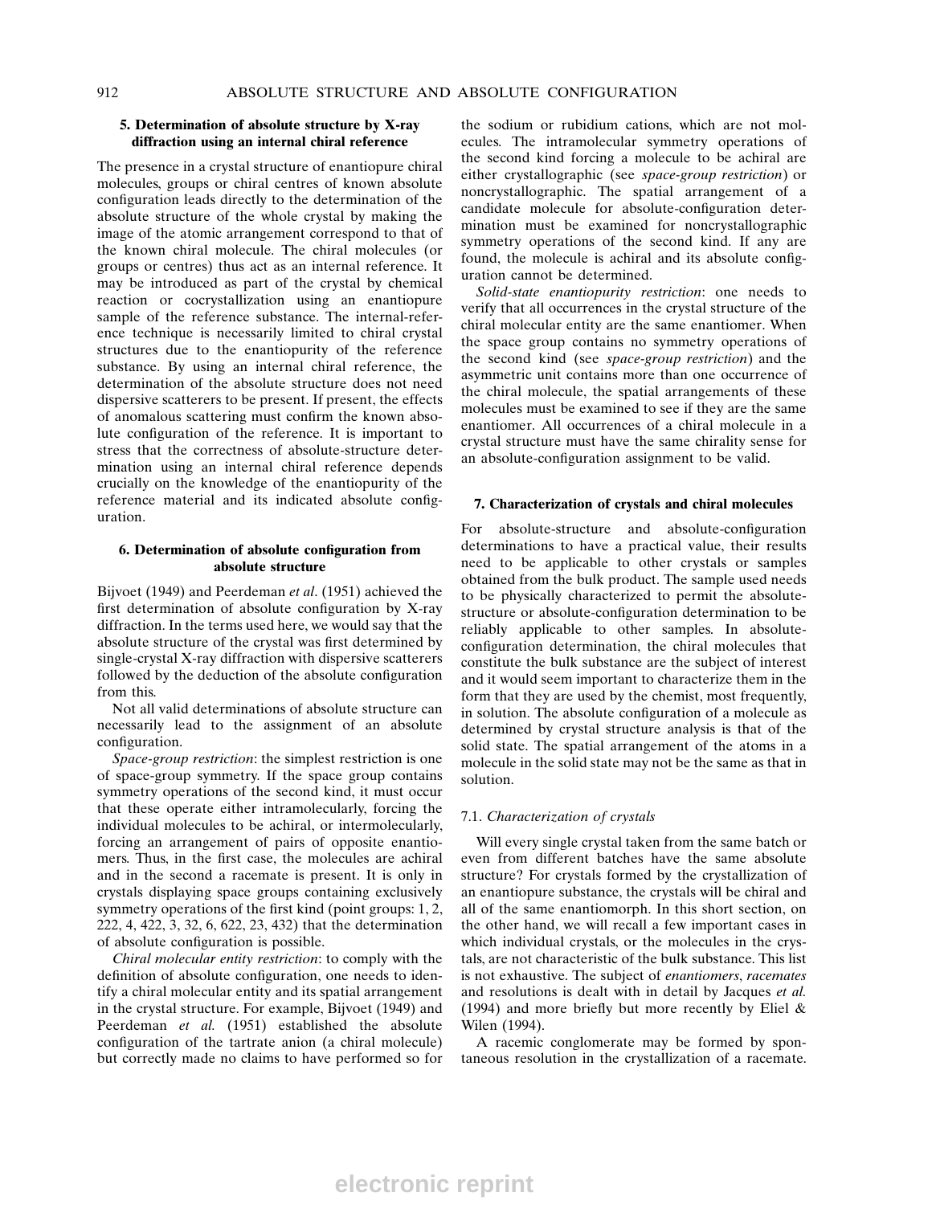### 5. Determination of absolute structure by X-ray diffraction using an internal chiral reference

The presence in a crystal structure of enantiopure chiral molecules, groups or chiral centres of known absolute configuration leads directly to the determination of the absolute structure of the whole crystal by making the image of the atomic arrangement correspond to that of the known chiral molecule. The chiral molecules (or groups or centres) thus act as an internal reference. It may be introduced as part of the crystal by chemical reaction or cocrystallization using an enantiopure sample of the reference substance. The internal-reference technique is necessarily limited to chiral crystal structures due to the enantiopurity of the reference substance. By using an internal chiral reference, the determination of the absolute structure does not need dispersive scatterers to be present. If present, the effects of anomalous scattering must confirm the known absolute configuration of the reference. It is important to stress that the correctness of absolute-structure determination using an internal chiral reference depends crucially on the knowledge of the enantiopurity of the reference material and its indicated absolute configuration.

### 6. Determination of absolute configuration from absolute structure

Bijvoet (1949) and Peerdeman *et al*. (1951) achieved the first determination of absolute configuration by X-ray diffraction. In the terms used here, we would say that the absolute structure of the crystal was first determined by single-crystal X-ray diffraction with dispersive scatterers followed by the deduction of the absolute configuration from this.

Not all valid determinations of absolute structure can necessarily lead to the assignment of an absolute configuration.

*Space-group restriction*: the simplest restriction is one of space-group symmetry. If the space group contains symmetry operations of the second kind, it must occur that these operate either intramolecularly, forcing the individual molecules to be achiral, or intermolecularly, forcing an arrangement of pairs of opposite enantiomers. Thus, in the first case, the molecules are achiral and in the second a racemate is present. It is only in crystals displaying space groups containing exclusively symmetry operations of the first kind (point groups: 1, 2, 222, 4, 422, 3, 32, 6, 622, 23, 432) that the determination of absolute configuration is possible.

*Chiral molecular entity restriction*: to comply with the definition of absolute configuration, one needs to identify a chiral molecular entity and its spatial arrangement in the crystal structure. For example, Bijvoet (1949) and Peerdeman *et al.* (1951) established the absolute configuration of the tartrate anion (a chiral molecule) but correctly made no claims to have performed so for the sodium or rubidium cations, which are not molecules. The intramolecular symmetry operations of the second kind forcing a molecule to be achiral are either crystallographic (see *space-group restriction*) or noncrystallographic. The spatial arrangement of a candidate molecule for absolute-configuration determination must be examined for noncrystallographic symmetry operations of the second kind. If any are found, the molecule is achiral and its absolute configuration cannot be determined.

*Solid-state enantiopurity restriction*: one needs to verify that all occurrences in the crystal structure of the chiral molecular entity are the same enantiomer. When the space group contains no symmetry operations of the second kind (see *space-group restriction*) and the asymmetric unit contains more than one occurrence of the chiral molecule, the spatial arrangements of these molecules must be examined to see if they are the same enantiomer. All occurrences of a chiral molecule in a crystal structure must have the same chirality sense for an absolute-configuration assignment to be valid.

### 7. Characterization of crystals and chiral molecules

For absolute-structure and absolute-configuration determinations to have a practical value, their results need to be applicable to other crystals or samples obtained from the bulk product. The sample used needs to be physically characterized to permit the absolute-structure or absolute-configuration determination to be reliably applicable to other samples. In absolute-configuration determination, the chiral molecules that constitute the bulk substance are the subject of interest and it would seem important to characterize them in the form that they are used by the chemist, most frequently, in solution. The absolute configuration of a molecule as determined by crystal structure analysis is that of the solid state. The spatial arrangement of the atoms in a molecule in the solid state may not be the same as that in solution.

#### 7.1. *Characterization of crystals*

Will every single crystal taken from the same batch or even from different batches have the same absolute structure? For crystals formed by the crystallization of an enantiopure substance, the crystals will be chiral and all of the same enantiomorph. In this short section, on the other hand, we will recall a few important cases in which individual crystals, or the molecules in the crystals, are not characteristic of the bulk substance. This list is not exhaustive. The subject of *enantiomers*, *racemates* and resolutions is dealt with in detail by Jacques *et al.* (1994) and more briefly but more recently by Eliel & Wilen (1994).

A racemic conglomerate may be formed by spontaneous resolution in the crystallization of a racemate.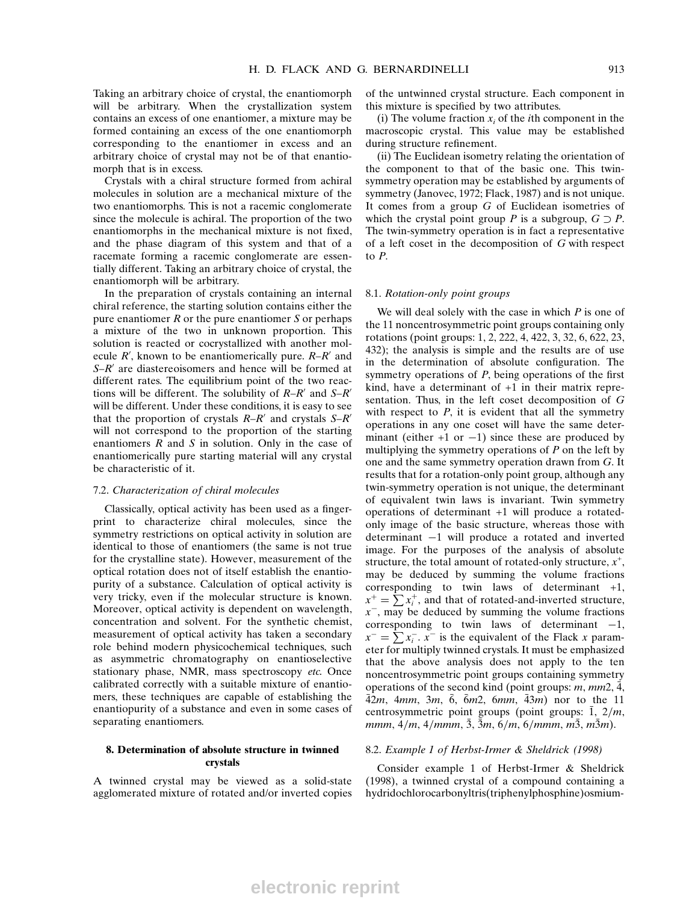Taking an arbitrary choice of crystal, the enantiomorph will be arbitrary. When the crystallization system contains an excess of one enantiomer, a mixture may be formed containing an excess of the one enantiomorph corresponding to the enantiomer in excess and an arbitrary choice of crystal may not be of that enantiomorph that is in excess.

Crystals with a chiral structure formed from achiral molecules in solution are a mechanical mixture of the two enantiomorphs. This is not a racemic conglomerate since the molecule is achiral. The proportion of the two enantiomorphs in the mechanical mixture is not fixed, and the phase diagram of this system and that of a racemate forming a racemic conglomerate are essentially different. Taking an arbitrary choice of crystal, the enantiomorph will be arbitrary.

In the preparation of crystals containing an internal chiral reference, the starting solution contains either the pure enantiomer *R* or the pure enantiomer *S* or perhaps a mixture of the two in unknown proportion. This solution is reacted or cocrystallized with another molecule $R'$, known to be enantiomerically pure. $R$–$R'$ and $S$–$R'$ are diastereoisomers and hence will be formed at different rates. The equilibrium point of the two reactions will be different. The solubility of $R$–$R'$ and $S$–$R'$ will be different. Under these conditions, it is easy to see that the proportion of crystals $R$–$R'$ and crystals $S$–$R'$ will not correspond to the proportion of the starting enantiomers *R* and *S* in solution. Only in the case of enantiomerically pure starting material will any crystal be characteristic of it.

### 7.2. *Characterization of chiral molecules*

Classically, optical activity has been used as a fingerprint to characterize chiral molecules, since the symmetry restrictions on optical activity in solution are identical to those of enantiomers (the same is not true for the crystalline state). However, measurement of the optical rotation does not of itself establish the enantiopurity of a substance. Calculation of optical activity is very tricky, even if the molecular structure is known. Moreover, optical activity is dependent on wavelength, concentration and solvent. For the synthetic chemist, measurement of optical activity has taken a secondary role behind modern physicochemical techniques, such as asymmetric chromatography on enantioselective stationary phase, NMR, mass spectroscopy *etc.* Once calibrated correctly with a suitable mixture of enantiomers, these techniques are capable of establishing the enantiopurity of a substance and even in some cases of separating enantiomers.

## 8. Determination of absolute structure in twinned crystals

A twinned crystal may be viewed as a solid-state agglomerated mixture of rotated and/or inverted copies of the untwinned crystal structure. Each component in this mixture is specified by two attributes.

(i) The volume fraction $x_i$ of the *i*th component in the macroscopic crystal. This value may be established during structure refinement.

(ii) The Euclidean isometry relating the orientation of the component to that of the basic one. This twin-symmetry operation may be established by arguments of symmetry (Janovec, 1972; Flack, 1987) and is not unique. It comes from a group *G* of Euclidean isometries of which the crystal point group *P* is a subgroup, $G \supset P$. The twin-symmetry operation is in fact a representative of a left coset in the decomposition of *G* with respect to *P*.

### 8.1. *Rotation-only point groups*

We will deal solely with the case in which *P* is one of the 11 noncentrosymmetric point groups containing only rotations (point groups: 1, 2, 222, 4, 422, 3, 32, 6, 622, 23, 432); the analysis is simple and the results are of use in the determination of absolute configuration. The symmetry operations of *P*, being operations of the first kind, have a determinant of +1 in their matrix representation. Thus, in the left coset decomposition of *G* with respect to *P*, it is evident that all the symmetry operations in any one coset will have the same determinant (either +1 or −1) since these are produced by multiplying the symmetry operations of *P* on the left by one and the same symmetry operation drawn from *G*. It results that for a rotation-only point group, although any twin-symmetry operation is not unique, the determinant of equivalent twin laws is invariant. Twin symmetry operations of determinant +1 will produce a rotated-only image of the basic structure, whereas those with determinant −1 will produce a rotated and inverted image. For the purposes of the analysis of absolute structure, the total amount of rotated-only structure, $x^+$, may be deduced by summing the volume fractions corresponding to twin laws of determinant +1, $x^+ = \sum x_i^+$, and that of rotated-and-inverted structure, $x^-$, may be deduced by summing the volume fractions corresponding to twin laws of determinant −1, $x^- = \sum x_i^-$. $x^-$ is the equivalent of the Flack *x* parameter for multiply twinned crystals. It must be emphasized that the above analysis does not apply to the ten noncentrosymmetric point groups containing symmetry operations of the second kind (point groups: *m*, *mm*2, $\bar{4}$, $\bar{4}2m$, 4*mm*, 3*m*, $\bar{6}$, $\bar{6}m2$, 6*mm*, $\bar{4}3m$) nor to the 11 centrosymmetric point groups (point groups: $\bar{1}$, 2/*m*, *mmm*, 4/*m*, 4/*mmm*, $\bar{3}$, $\bar{3}m$, 6/*m*, 6/*mmm*, $m\bar{3}$, $m\bar{3}m$).

### 8.2. *Example 1 of Herbst-Irmer & Sheldrick (1998)*

Consider example 1 of Herbst-Irmer & Sheldrick (1998), a twinned crystal of a compound containing a hydridochlorocarbonyltris(triphenylphosphine)osmium-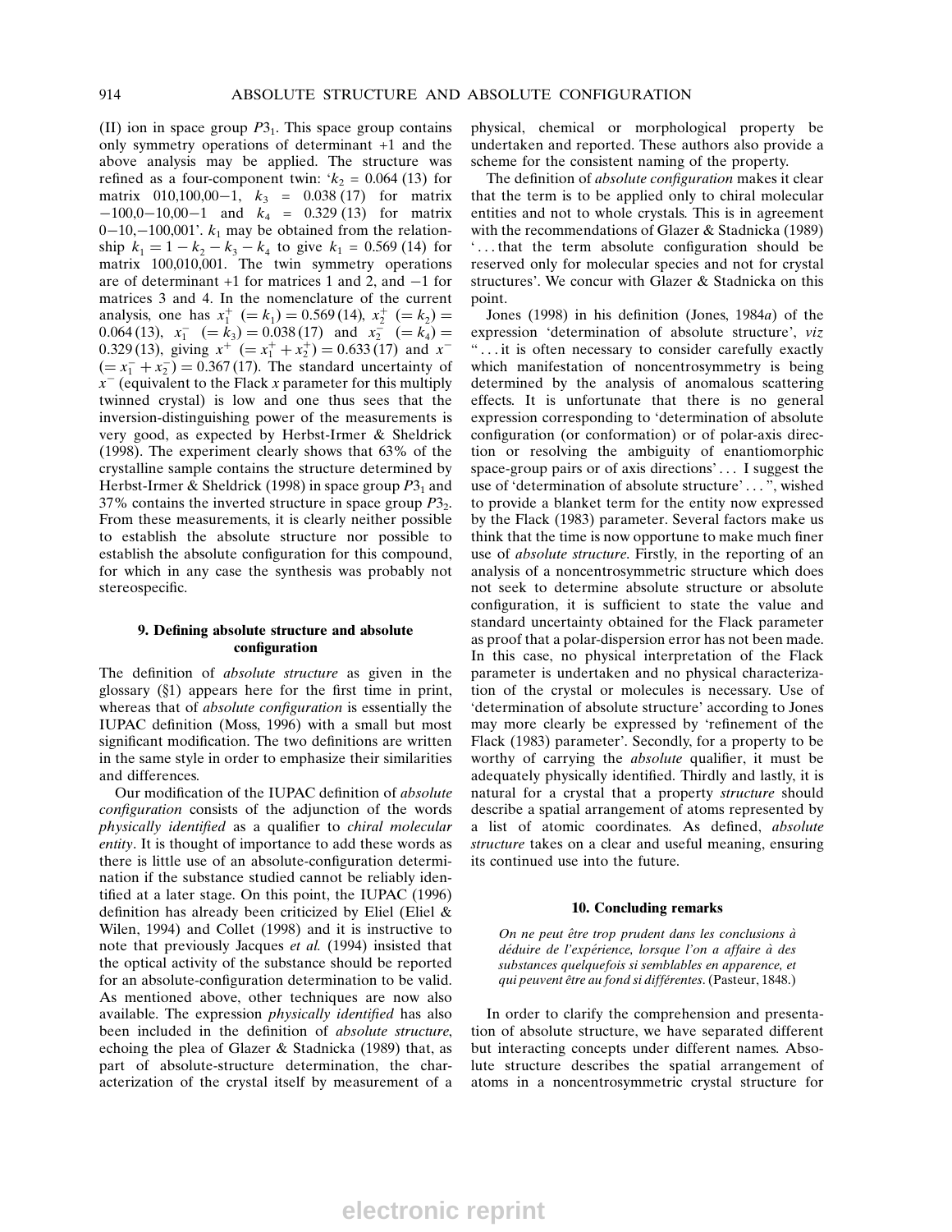(II) ion in space group $P3_1$. This space group contains only symmetry operations of determinant +1 and the above analysis may be applied. The structure was refined as a four-component twin: '$k_2$ = 0.064 (13) for matrix 010,100,00−1, $k_3$ = 0.038 (17) for matrix −100,0−10,00−1 and $k_4$ = 0.329 (13) for matrix 0−10,−100,001'. $k_1$ may be obtained from the relationship $k_1 = 1 - k_2 - k_3 - k_4$ to give $k_1$ = 0.569 (14) for matrix 100,010,001. The twin symmetry operations are of determinant +1 for matrices 1 and 2, and −1 for matrices 3 and 4. In the nomenclature of the current analysis, one has $x_1^+$ $(= k_1) = 0.569\,(14)$, $x_2^+$ $(= k_2) = 0.064\,(13)$, $x_1^-$ $(= k_3) = 0.038\,(17)$ and $x_2^-$ $(= k_4) = 0.329\,(13)$, giving $x^+$ $(= x_1^+ + x_2^+) = 0.633\,(17)$ and $x^-$ $(= x_1^- + x_2^-) = 0.367\,(17)$. The standard uncertainty of $x^-$ (equivalent to the Flack $x$ parameter for this multiply twinned crystal) is low and one thus sees that the inversion-distinguishing power of the measurements is very good, as expected by Herbst-Irmer & Sheldrick (1998). The experiment clearly shows that 63% of the crystalline sample contains the structure determined by Herbst-Irmer & Sheldrick (1998) in space group $P3_1$ and 37% contains the inverted structure in space group $P3_2$. From these measurements, it is clearly neither possible to establish the absolute structure nor possible to establish the absolute configuration for this compound, for which in any case the synthesis was probably not stereospecific.

## 9. Defining absolute structure and absolute configuration

The definition of *absolute structure* as given in the glossary (§1) appears here for the first time in print, whereas that of *absolute configuration* is essentially the IUPAC definition (Moss, 1996) with a small but most significant modification. The two definitions are written in the same style in order to emphasize their similarities and differences.

Our modification of the IUPAC definition of *absolute configuration* consists of the adjunction of the words *physically identified* as a qualifier to *chiral molecular entity*. It is thought of importance to add these words as there is little use of an absolute-configuration determination if the substance studied cannot be reliably identified at a later stage. On this point, the IUPAC (1996) definition has already been criticized by Eliel (Eliel & Wilen, 1994) and Collet (1998) and it is instructive to note that previously Jacques *et al.* (1994) insisted that the optical activity of the substance should be reported for an absolute-configuration determination to be valid. As mentioned above, other techniques are now also available. The expression *physically identified* has also been included in the definition of *absolute structure*, echoing the plea of Glazer & Stadnicka (1989) that, as part of absolute-structure determination, the characterization of the crystal itself by measurement of a physical, chemical or morphological property be undertaken and reported. These authors also provide a scheme for the consistent naming of the property.

The definition of *absolute configuration* makes it clear that the term is to be applied only to chiral molecular entities and not to whole crystals. This is in agreement with the recommendations of Glazer & Stadnicka (1989) '. . . that the term absolute configuration should be reserved only for molecular species and not for crystal structures'. We concur with Glazer & Stadnicka on this point.

Jones (1998) in his definition (Jones, 1984*a*) of the expression 'determination of absolute structure', *viz* ". . . it is often necessary to consider carefully exactly which manifestation of noncentrosymmetry is being determined by the analysis of anomalous scattering effects. It is unfortunate that there is no general expression corresponding to 'determination of absolute configuration (or conformation) or of polar-axis direction or resolving the ambiguity of enantiomorphic space-group pairs or of axis directions' . . . I suggest the use of 'determination of absolute structure' . . . ", wished to provide a blanket term for the entity now expressed by the Flack (1983) parameter. Several factors make us think that the time is now opportune to make much finer use of *absolute structure*. Firstly, in the reporting of an analysis of a noncentrosymmetric structure which does not seek to determine absolute structure or absolute configuration, it is sufficient to state the value and standard uncertainty obtained for the Flack parameter as proof that a polar-dispersion error has not been made. In this case, no physical interpretation of the Flack parameter is undertaken and no physical characterization of the crystal or molecules is necessary. Use of 'determination of absolute structure' according to Jones may more clearly be expressed by 'refinement of the Flack (1983) parameter'. Secondly, for a property to be worthy of carrying the *absolute* qualifier, it must be adequately physically identified. Thirdly and lastly, it is natural for a crystal that a property *structure* should describe a spatial arrangement of atoms represented by a list of atomic coordinates. As defined, *absolute structure* takes on a clear and useful meaning, ensuring its continued use into the future.

## 10. Concluding remarks

*On ne peut être trop prudent dans les conclusions à déduire de l'expérience, lorsque l'on a affaire à des substances quelquefois si semblables en apparence, et qui peuvent être au fond si différentes*. (Pasteur, 1848.)

In order to clarify the comprehension and presentation of absolute structure, we have separated different but interacting concepts under different names. Absolute structure describes the spatial arrangement of atoms in a noncentrosymmetric crystal structure for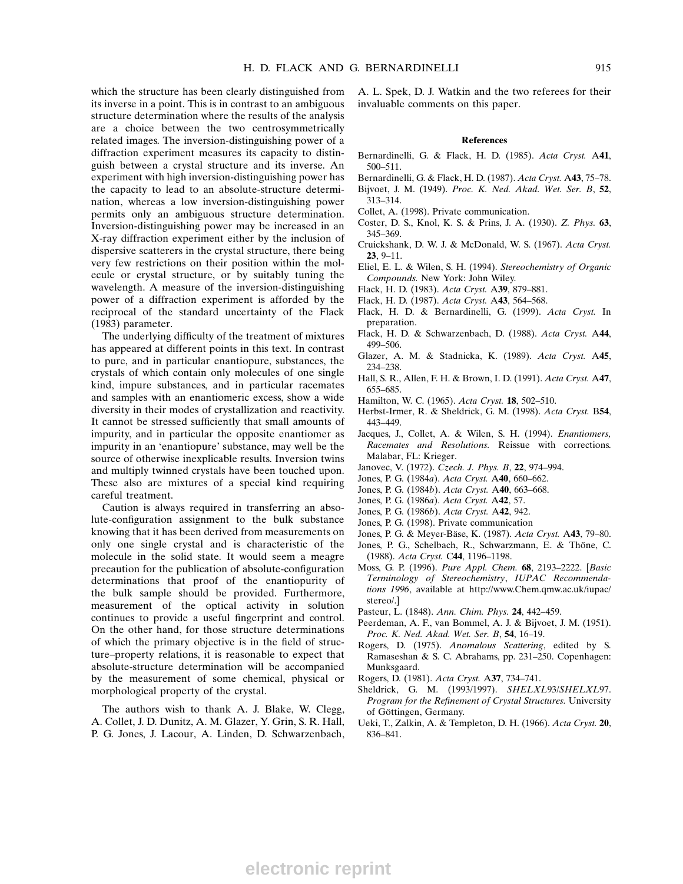which the structure has been clearly distinguished from its inverse in a point. This is in contrast to an ambiguous structure determination where the results of the analysis are a choice between the two centrosymmetrically related images. The inversion-distinguishing power of a diffraction experiment measures its capacity to distinguish between a crystal structure and its inverse. An experiment with high inversion-distinguishing power has the capacity to lead to an absolute-structure determination, whereas a low inversion-distinguishing power permits only an ambiguous structure determination. Inversion-distinguishing power may be increased in an X-ray diffraction experiment either by the inclusion of dispersive scatterers in the crystal structure, there being very few restrictions on their position within the molecule or crystal structure, or by suitably tuning the wavelength. A measure of the inversion-distinguishing power of a diffraction experiment is afforded by the reciprocal of the standard uncertainty of the Flack (1983) parameter.

The underlying difficulty of the treatment of mixtures has appeared at different points in this text. In contrast to pure, and in particular enantiopure, substances, the crystals of which contain only molecules of one single kind, impure substances, and in particular racemates and samples with an enantiomeric excess, show a wide diversity in their modes of crystallization and reactivity. It cannot be stressed sufficiently that small amounts of impurity, and in particular the opposite enantiomer as impurity in an 'enantiopure' substance, may well be the source of otherwise inexplicable results. Inversion twins and multiply twinned crystals have been touched upon. These also are mixtures of a special kind requiring careful treatment.

Caution is always required in transferring an absolute-configuration assignment to the bulk substance knowing that it has been derived from measurements on only one single crystal and is characteristic of the molecule in the solid state. It would seem a meagre precaution for the publication of absolute-configuration determinations that proof of the enantiopurity of the bulk sample should be provided. Furthermore, measurement of the optical activity in solution continues to provide a useful fingerprint and control. On the other hand, for those structure determinations of which the primary objective is in the field of structure–property relations, it is reasonable to expect that absolute-structure determination will be accompanied by the measurement of some chemical, physical or morphological property of the crystal.

The authors wish to thank A. J. Blake, W. Clegg, A. Collet, J. D. Dunitz, A. M. Glazer, Y. Grin, S. R. Hall, P. G. Jones, J. Lacour, A. Linden, D. Schwarzenbach, A. L. Spek, D. J. Watkin and the two referees for their invaluable comments on this paper.

## References

Bernardinelli, G. & Flack, H. D. (1985). *Acta Cryst.* A**41**, 500–511.

Bernardinelli, G. & Flack, H. D. (1987). *Acta Cryst.* A**43**, 75–78.

Bijvoet, J. M. (1949). *Proc. K. Ned. Akad. Wet. Ser. B*, **52**, 313–314.

Collet, A. (1998). Private communication.

Coster, D. S., Knol, K. S. & Prins, J. A. (1930). *Z. Phys.* **63**, 345–369.

Cruickshank, D. W. J. & McDonald, W. S. (1967). *Acta Cryst.* **23**, 9–11.

Eliel, E. L. & Wilen, S. H. (1994). *Stereochemistry of Organic Compounds.* New York: John Wiley.

Flack, H. D. (1983). *Acta Cryst.* A**39**, 879–881.

Flack, H. D. (1987). *Acta Cryst.* A**43**, 564–568.

Flack, H. D. & Bernardinelli, G. (1999). *Acta Cryst.* In preparation.

Flack, H. D. & Schwarzenbach, D. (1988). *Acta Cryst.* A**44**, 499–506.

Glazer, A. M. & Stadnicka, K. (1989). *Acta Cryst.* A**45**, 234–238.

Hall, S. R., Allen, F. H. & Brown, I. D. (1991). *Acta Cryst.* A**47**, 655–685.

Hamilton, W. C. (1965). *Acta Cryst.* **18**, 502–510.

Herbst-Irmer, R. & Sheldrick, G. M. (1998). *Acta Cryst.* B**54**, 443–449.

Jacques, J., Collet, A. & Wilen, S. H. (1994). *Enantiomers, Racemates and Resolutions.* Reissue with corrections. Malabar, FL: Krieger.

Janovec, V. (1972). *Czech. J. Phys. B*, **22**, 974–994.

Jones, P. G. (1984*a*). *Acta Cryst.* A**40**, 660–662.

Jones, P. G. (1984*b*). *Acta Cryst.* A**40**, 663–668.

Jones, P. G. (1986*a*). *Acta Cryst.* A**42**, 57.

Jones, P. G. (1986*b*). *Acta Cryst.* A**42**, 942.

Jones, P. G. (1998). Private communication

Jones, P. G. & Meyer-Bäse, K. (1987). *Acta Cryst.* A**43**, 79–80.

Jones, P. G., Schelbach, R., Schwarzmann, E. & Thöne, C. (1988). *Acta Cryst.* C**44**, 1196–1198.

Moss, G. P. (1996). *Pure Appl. Chem.* **68**, 2193–2222. [*Basic Terminology of Stereochemistry*, *IUPAC Recommendations 1996*, available at http://www.Chem.qmw.ac.uk/iupac/stereo/.]

Pasteur, L. (1848). *Ann. Chim. Phys.* **24**, 442–459.

Peerdeman, A. F., van Bommel, A. J. & Bijvoet, J. M. (1951). *Proc. K. Ned. Akad. Wet. Ser. B*, **54**, 16–19.

Rogers, D. (1975). *Anomalous Scattering*, edited by S. Ramaseshan & S. C. Abrahams, pp. 231–250. Copenhagen: Munksgaard.

Rogers, D. (1981). *Acta Cryst.* A**37**, 734–741.

Sheldrick, G. M. (1993/1997). *SHELXL93*/*SHELXL97*. *Program for the Refinement of Crystal Structures.* University of Göttingen, Germany.

Ueki, T., Zalkin, A. & Templeton, D. H. (1966). *Acta Cryst.* **20**, 836–841.